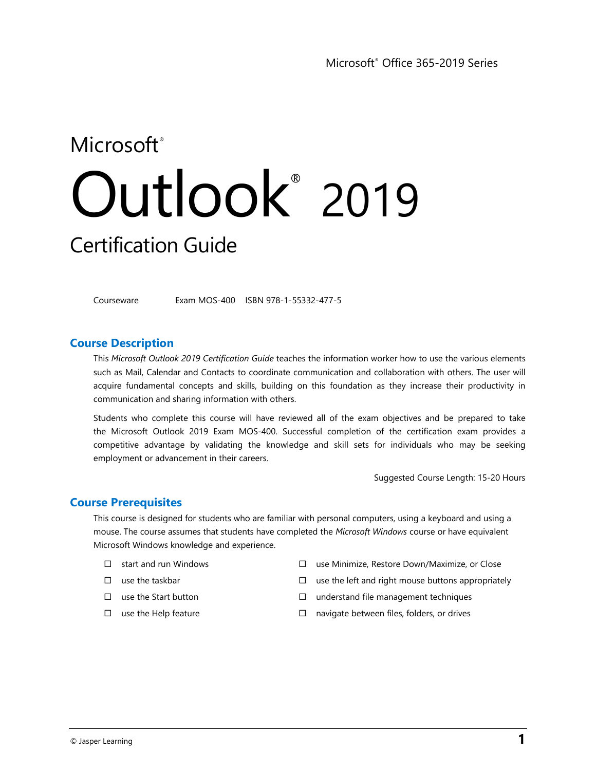Microsoft® Office 365-2019 Series

# Microsoft® Outlook® 2019

## Certification Guide

Courseware    Exam MOS-400    ISBN 978-1-55332-477-5

## Course Description

This *Microsoft Outlook 2019 Certification Guide* teaches the information worker how to use the various elements such as Mail, Calendar and Contacts to coordinate communication and collaboration with others. The user will acquire fundamental concepts and skills, building on this foundation as they increase their productivity in communication and sharing information with others.

Students who complete this course will have reviewed all of the exam objectives and be prepared to take the Microsoft Outlook 2019 Exam MOS-400. Successful completion of the certification exam provides a competitive advantage by validating the knowledge and skill sets for individuals who may be seeking employment or advancement in their careers.

Suggested Course Length: 15-20 Hours

## Course Prerequisites

This course is designed for students who are familiar with personal computers, using a keyboard and using a mouse. The course assumes that students have completed the *Microsoft Windows* course or have equivalent Microsoft Windows knowledge and experience.

- ☐ start and run Windows
- ☐ use the taskbar
- ☐ use the Start button
- ☐ use the Help feature
- ☐ use Minimize, Restore Down/Maximize, or Close
- ☐ use the left and right mouse buttons appropriately
- ☐ understand file management techniques
- ☐ navigate between files, folders, or drives

© Jasper Learning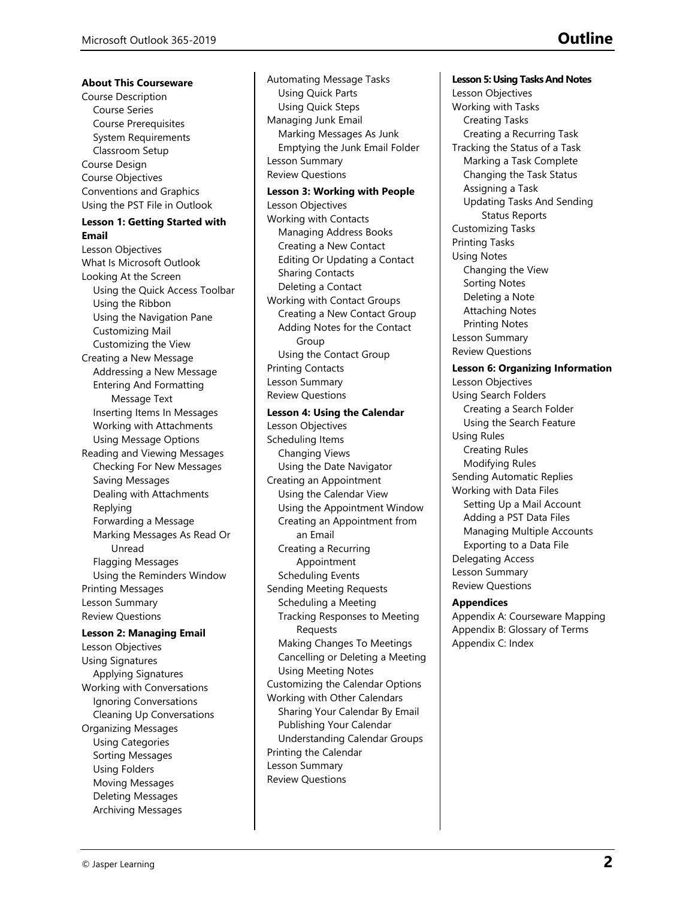# Outline

**About This Courseware**

- Course Description
  - Course Series
  - Course Prerequisites
  - System Requirements
  - Classroom Setup
- Course Design
- Course Objectives
- Conventions and Graphics
- Using the PST File in Outlook

**Lesson 1: Getting Started with Email**

- Lesson Objectives
- What Is Microsoft Outlook
- Looking At the Screen
  - Using the Quick Access Toolbar
  - Using the Ribbon
  - Using the Navigation Pane
  - Customizing Mail
  - Customizing the View
- Creating a New Message
  - Addressing a New Message
  - Entering And Formatting Message Text
  - Inserting Items In Messages
  - Working with Attachments
  - Using Message Options
- Reading and Viewing Messages
  - Checking For New Messages
  - Saving Messages
  - Dealing with Attachments
  - Replying
  - Forwarding a Message
  - Marking Messages As Read Or Unread
  - Flagging Messages
  - Using the Reminders Window
- Printing Messages
- Lesson Summary
- Review Questions

**Lesson 2: Managing Email**

- Lesson Objectives
- Using Signatures
  - Applying Signatures
- Working with Conversations
  - Ignoring Conversations
  - Cleaning Up Conversations
- Organizing Messages
  - Using Categories
  - Sorting Messages
  - Using Folders
  - Moving Messages
  - Deleting Messages
  - Archiving Messages
- Automating Message Tasks
  - Using Quick Parts
  - Using Quick Steps
- Managing Junk Email
  - Marking Messages As Junk
  - Emptying the Junk Email Folder
- Lesson Summary
- Review Questions

**Lesson 3: Working with People**

- Lesson Objectives
- Working with Contacts
  - Managing Address Books
  - Creating a New Contact
  - Editing Or Updating a Contact
  - Sharing Contacts
  - Deleting a Contact
- Working with Contact Groups
  - Creating a New Contact Group
  - Adding Notes for the Contact Group
  - Using the Contact Group
- Printing Contacts
- Lesson Summary
- Review Questions

**Lesson 4: Using the Calendar**

- Lesson Objectives
- Scheduling Items
  - Changing Views
  - Using the Date Navigator
- Creating an Appointment
  - Using the Calendar View
  - Using the Appointment Window
  - Creating an Appointment from an Email
  - Creating a Recurring Appointment
  - Scheduling Events
- Sending Meeting Requests
  - Scheduling a Meeting
  - Tracking Responses to Meeting Requests
  - Making Changes To Meetings
  - Cancelling or Deleting a Meeting
  - Using Meeting Notes
- Customizing the Calendar Options
- Working with Other Calendars
  - Sharing Your Calendar By Email
  - Publishing Your Calendar
  - Understanding Calendar Groups
- Printing the Calendar
- Lesson Summary
- Review Questions

**Lesson 5: Using Tasks And Notes**

- Lesson Objectives
- Working with Tasks
  - Creating Tasks
  - Creating a Recurring Task
- Tracking the Status of a Task
  - Marking a Task Complete
  - Changing the Task Status
  - Assigning a Task
  - Updating Tasks And Sending Status Reports
- Customizing Tasks
- Printing Tasks
- Using Notes
  - Changing the View
  - Sorting Notes
  - Deleting a Note
  - Attaching Notes
  - Printing Notes
- Lesson Summary
- Review Questions

**Lesson 6: Organizing Information**

- Lesson Objectives
- Using Search Folders
  - Creating a Search Folder
  - Using the Search Feature
- Using Rules
  - Creating Rules
  - Modifying Rules
- Sending Automatic Replies
- Working with Data Files
  - Setting Up a Mail Account
  - Adding a PST Data Files
  - Managing Multiple Accounts
  - Exporting to a Data File
- Delegating Access
- Lesson Summary
- Review Questions

**Appendices**

- Appendix A: Courseware Mapping
- Appendix B: Glossary of Terms
- Appendix C: Index